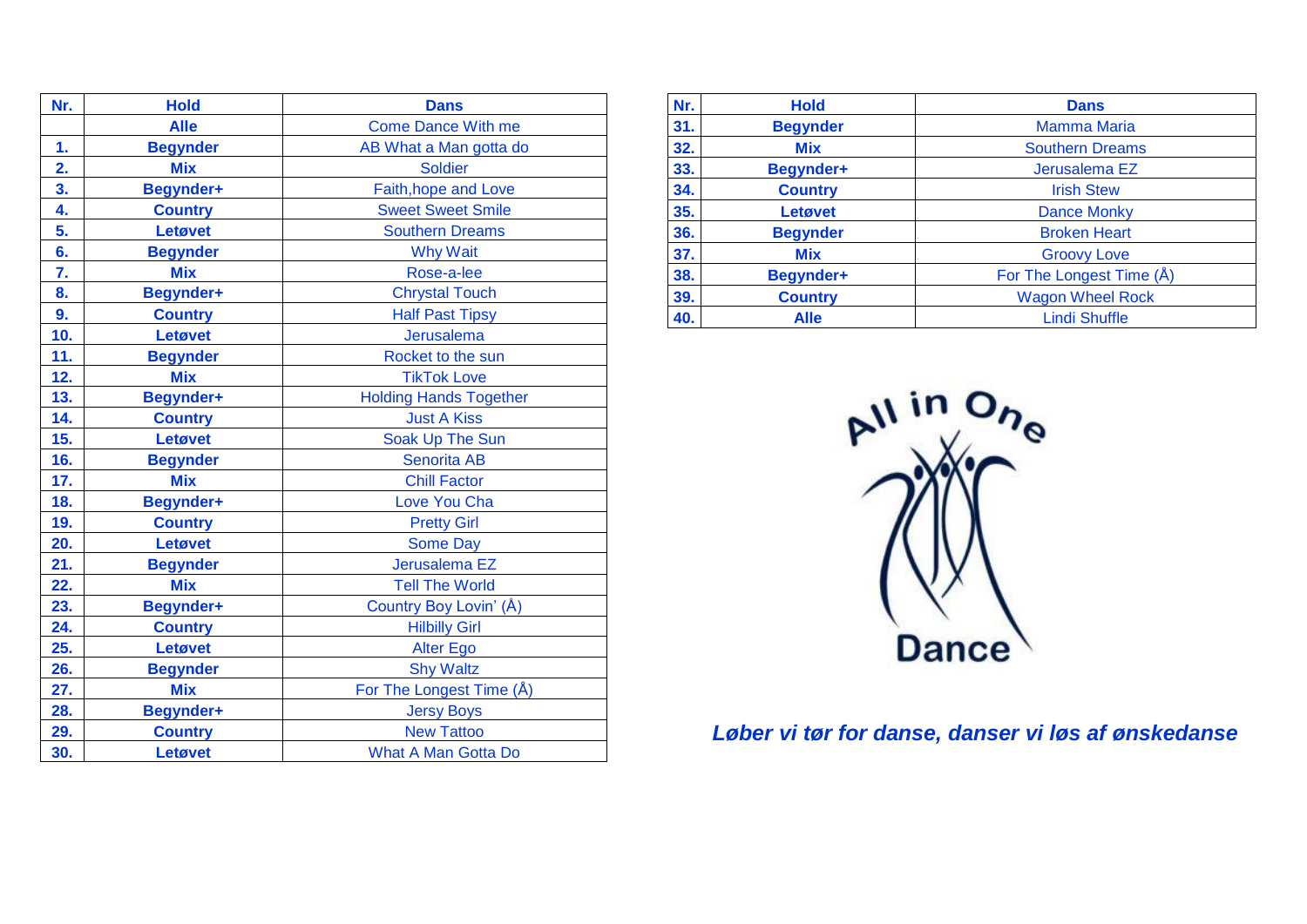| Nr. | Hold | Dans |
|---|---|---|
| | Alle | Come Dance With me |
| 1. | Begynder | AB What a Man gotta do |
| 2. | Mix | Soldier |
| 3. | Begynder+ | Faith,hope and Love |
| 4. | Country | Sweet Sweet Smile |
| 5. | Letøvet | Southern Dreams |
| 6. | Begynder | Why Wait |
| 7. | Mix | Rose-a-lee |
| 8. | Begynder+ | Chrystal Touch |
| 9. | Country | Half Past Tipsy |
| 10. | Letøvet | Jerusalema |
| 11. | Begynder | Rocket to the sun |
| 12. | Mix | TikTok Love |
| 13. | Begynder+ | Holding Hands Together |
| 14. | Country | Just A Kiss |
| 15. | Letøvet | Soak Up The Sun |
| 16. | Begynder | Senorita AB |
| 17. | Mix | Chill Factor |
| 18. | Begynder+ | Love You Cha |
| 19. | Country | Pretty Girl |
| 20. | Letøvet | Some Day |
| 21. | Begynder | Jerusalema EZ |
| 22. | Mix | Tell The World |
| 23. | Begynder+ | Country Boy Lovin' (Å) |
| 24. | Country | Hilbilly Girl |
| 25. | Letøvet | Alter Ego |
| 26. | Begynder | Shy Waltz |
| 27. | Mix | For The Longest Time (Å) |
| 28. | Begynder+ | Jersy Boys |
| 29. | Country | New Tattoo |
| 30. | Letøvet | What A Man Gotta Do |
| 31. | Begynder | Mamma Maria |
| 32. | Mix | Southern Dreams |
| 33. | Begynder+ | Jerusalema EZ |
| 34. | Country | Irish Stew |
| 35. | Letøvet | Dance Monky |
| 36. | Begynder | Broken Heart |
| 37. | Mix | Groovy Love |
| 38. | Begynder+ | For The Longest Time (Å) |
| 39. | Country | Wagon Wheel Rock |
| 40. | Alle | Lindi Shuffle |

All in One Dance

***Løber vi tør for danse, danser vi løs af ønskedanse***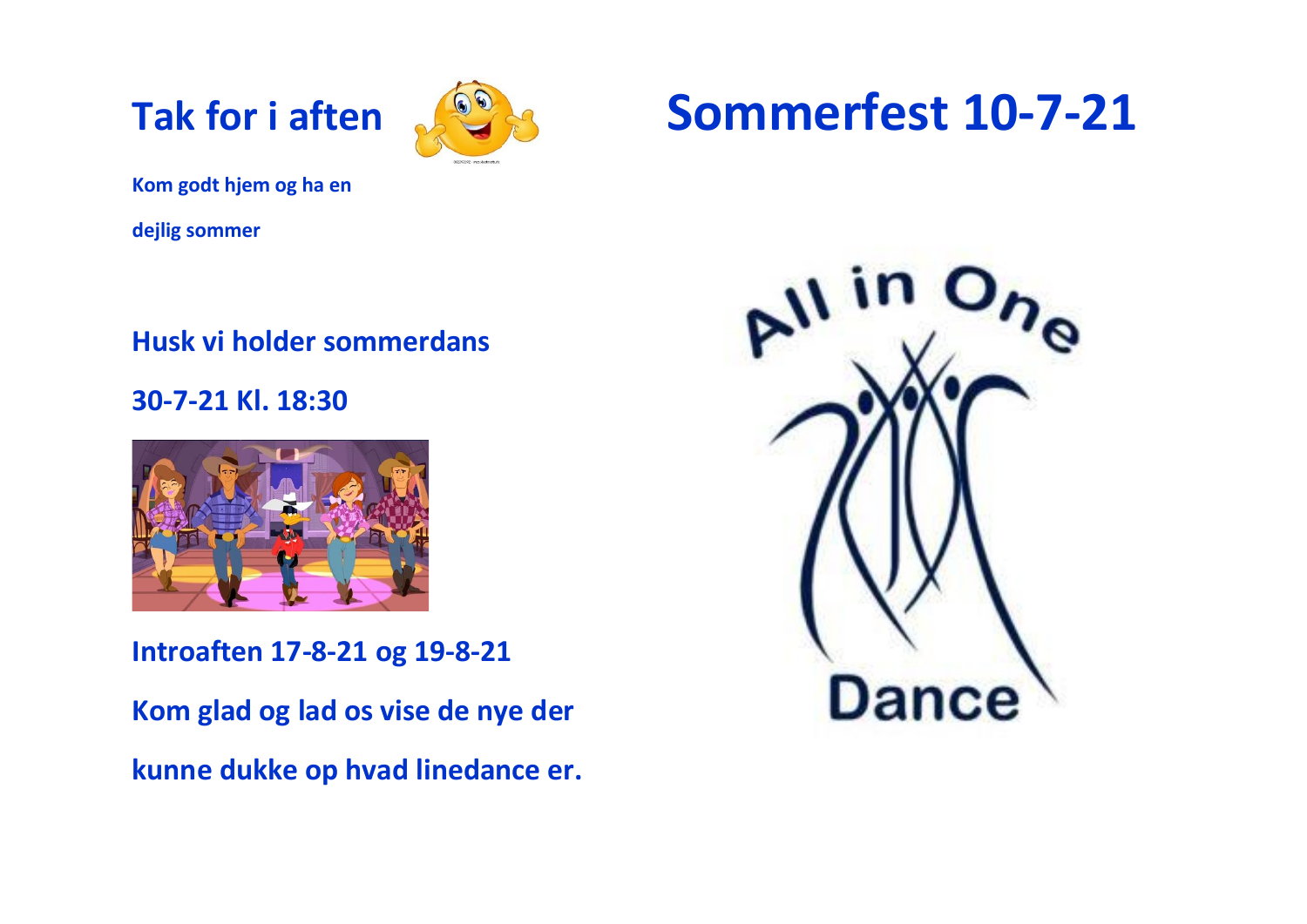# Sommerfest 10-7-21

## Tak for i aften

**Kom godt hjem og ha en**

**dejlig sommer**

**Husk vi holder sommerdans**

**30-7-21 Kl. 18:30**

**Introaften 17-8-21 og 19-8-21**

**Kom glad og lad os vise de nye der**

**kunne dukke op hvad linedance er.**

All in One Dance